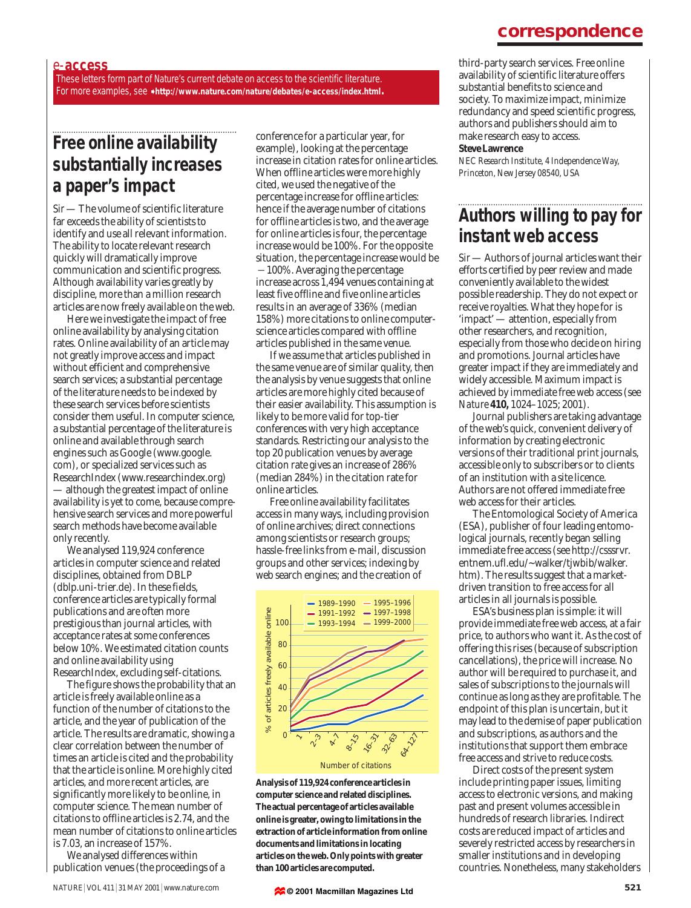## e-access

*These letters form part of Nature's current debate on access to the scientific literature. For more examples, see* **http://www.nature.com/nature/debates/e-access/index.html.**

# Free online availability substantially increases a paper's impact

Sir — The volume of scientific literature far exceeds the ability of scientists to identify and use all relevant information. The ability to locate relevant research quickly will dramatically improve communication and scientific progress. Although availability varies greatly by discipline, more than a million research articles are now freely available on the web.

Here we investigate the impact of free online availability by analysing citation rates. Online availability of an article may not greatly improve access and impact without efficient and comprehensive search services; a substantial percentage of the literature needs to be indexed by these search services before scientists consider them useful. In computer science, a substantial percentage of the literature is online and available through search engines such as Google (www.google.com), or specialized services such as ResearchIndex (www.researchindex.org) — although the greatest impact of online availability is yet to come, because comprehensive search services and more powerful search methods have become available only recently.

We analysed 119,924 conference articles in computer science and related disciplines, obtained from DBLP (dblp.uni-trier.de). In these fields, conference articles are typically formal publications and are often more prestigious than journal articles, with acceptance rates at some conferences below 10%. We estimated citation counts and online availability using ResearchIndex, excluding self-citations.

The figure shows the probability that an article is freely available online as a function of the number of citations to the article, and the year of publication of the article. The results are dramatic, showing a clear correlation between the number of times an article is cited and the probability that the article is online. More highly cited articles, and more recent articles, are significantly more likely to be online, in computer science. The mean number of citations to offline articles is 2.74, and the mean number of citations to online articles is 7.03, an increase of 157%.

We analysed differences within publication venues (the proceedings of a conference for a particular year, for example), looking at the percentage increase in citation rates for online articles. When offline articles were more highly cited, we used the negative of the percentage increase for offline articles: hence if the average number of citations for offline articles is two, and the average for online articles is four, the percentage increase would be 100%. For the opposite situation, the percentage increase would be −100%. Averaging the percentage increase across 1,494 venues containing at least five offline and five online articles results in an average of 336% (median 158%) more citations to online computer-science articles compared with offline articles published in the same venue.

If we assume that articles published in the same venue are of similar quality, then the analysis by venue suggests that online articles are more highly cited because of their easier availability. This assumption is likely to be more valid for top-tier conferences with very high acceptance standards. Restricting our analysis to the top 20 publication venues by average citation rate gives an increase of 286% (median 284%) in the citation rate for online articles.

Free online availability facilitates access in many ways, including provision of online archives; direct connections among scientists or research groups; hassle-free links from e-mail, discussion groups and other services; indexing by web search engines; and the creation of third-party search services. Free online availability of scientific literature offers substantial benefits to science and society. To maximize impact, minimize redundancy and speed scientific progress, authors and publishers should aim to make research easy to access.

**Steve Lawrence**

*NEC Research Institute, 4 Independence Way, Princeton, New Jersey 08540, USA*

**Analysis of 119,924 conference articles in computer science and related disciplines. The actual percentage of articles available online is greater, owing to limitations in the extraction of article information from online documents and limitations in locating articles on the web. Only points with greater than 100 articles are computed.**

# Authors willing to pay for instant web access

Sir — Authors of journal articles want their efforts certified by peer review and made conveniently available to the widest possible readership. They do not expect or receive royalties. What they hope for is 'impact' — attention, especially from other researchers, and recognition, especially from those who decide on hiring and promotions. Journal articles have greater impact if they are immediately and widely accessible. Maximum impact is achieved by immediate free web access (see *Nature* **410,** 1024–1025; 2001).

Journal publishers are taking advantage of the web's quick, convenient delivery of information by creating electronic versions of their traditional print journals, accessible only to subscribers or to clients of an institution with a site licence. Authors are not offered immediate free web access for their articles.

The Entomological Society of America (ESA), publisher of four leading entomological journals, recently began selling immediate free access (see http://csssrvr.entnem.ufl.edu/~walker/tjwbib/walker.htm). The results suggest that a market-driven transition to free access for all articles in all journals is possible.

ESA's business plan is simple: it will provide immediate free web access, at a fair price, to authors who want it. As the cost of offering this rises (because of subscription cancellations), the price will increase. No author will be required to purchase it, and sales of subscriptions to the journals will continue as long as they are profitable. The endpoint of this plan is uncertain, but it may lead to the demise of paper publication and subscriptions, as authors and the institutions that support them embrace free access and strive to reduce costs.

Direct costs of the present system include printing paper issues, limiting access to electronic versions, and making past and present volumes accessible in hundreds of research libraries. Indirect costs are reduced impact of articles and severely restricted access by researchers in smaller institutions and in developing countries. Nonetheless, many stakeholders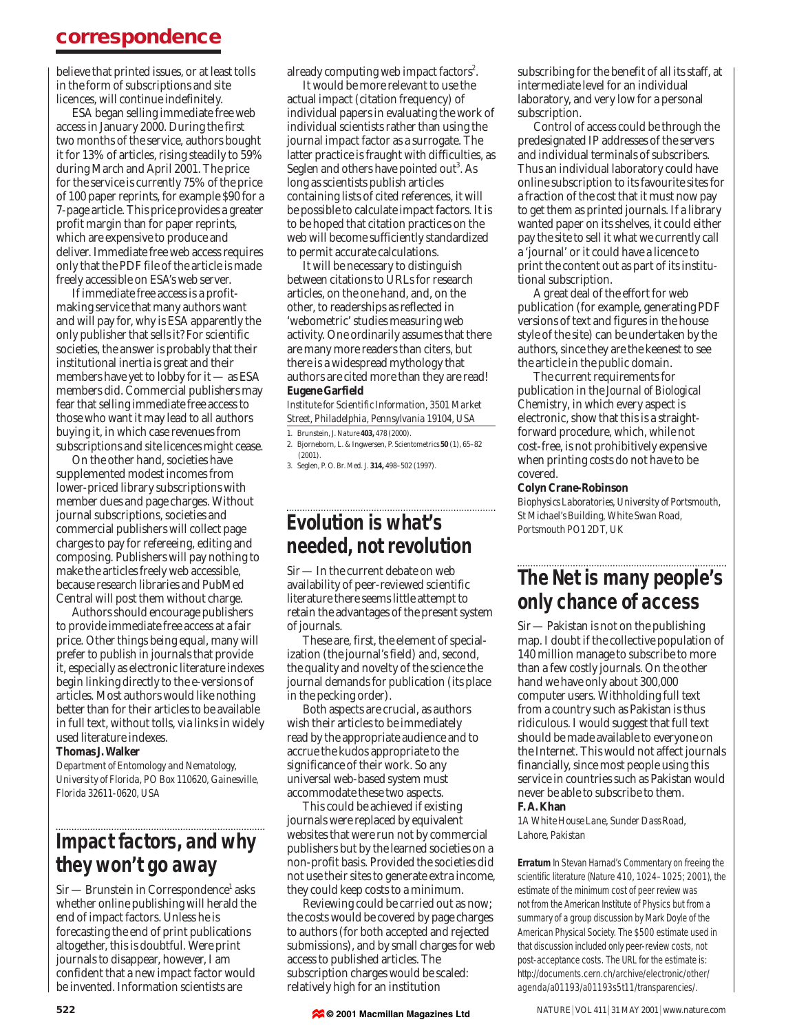believe that printed issues, or at least tolls in the form of subscriptions and site licences, will continue indefinitely.

ESA began selling immediate free web access in January 2000. During the first two months of the service, authors bought it for 13% of articles, rising steadily to 59% during March and April 2001. The price for the service is currently 75% of the price of 100 paper reprints, for example $90 for a 7-page article. This price provides a greater profit margin than for paper reprints, which are expensive to produce and deliver. Immediate free web access requires only that the PDF file of the article is made freely accessible on ESA's web server.

If immediate free access is a profit-making service that many authors want and will pay for, why is ESA apparently the only publisher that sells it? For scientific societies, the answer is probably that their institutional inertia is great and their members have yet to lobby for it — as ESA members did. Commercial publishers may fear that selling immediate free access to those who want it may lead to all authors buying it, in which case revenues from subscriptions and site licences might cease.

On the other hand, societies have supplemented modest incomes from lower-priced library subscriptions with member dues and page charges. Without journal subscriptions, societies and commercial publishers will collect page charges to pay for refereeing, editing and composing. Publishers will pay nothing to make the articles freely web accessible, because research libraries and PubMed Central will post them without charge.

Authors should encourage publishers to provide immediate free access at a fair price. Other things being equal, many will prefer to publish in journals that provide it, especially as electronic literature indexes begin linking directly to the e-versions of articles. Most authors would like nothing better than for their articles to be available in full text, without tolls, via links in widely used literature indexes.

**Thomas J. Walker**

*Department of Entomology and Nematology, University of Florida, PO Box 110620, Gainesville, Florida 32611-0620, USA*

## Impact factors, and why they won't go away

Sir — Brunstein in Correspondence[1] asks whether online publishing will herald the end of impact factors. Unless he is forecasting the end of print publications altogether, this is doubtful. Were print journals to disappear, however, I am confident that a new impact factor would be invented. Information scientists are already computing web impact factors[2].

It would be more relevant to use the actual impact (citation frequency) of individual papers in evaluating the work of individual scientists rather than using the journal impact factor as a surrogate. The latter practice is fraught with difficulties, as Seglen and others have pointed out[3]. As long as scientists publish articles containing lists of cited references, it will be possible to calculate impact factors. It is to be hoped that citation practices on the web will become sufficiently standardized to permit accurate calculations.

It will be necessary to distinguish between citations to URLs for research articles, on the one hand, and, on the other, to readerships as reflected in 'webometric' studies measuring web activity. One ordinarily assumes that there are many more readers than citers, but there is a widespread mythology that authors are cited more than they are read!

**Eugene Garfield**

*Institute for Scientific Information, 3501 Market Street, Philadelphia, Pennsylvania 19104, USA*

1. Brunstein, J. *Nature* **403,** 478 (2000).
2. Bjorneborn, L. & Ingwersen, P. *Scientometrics* **50** (1), 65–82 (2001).
3. Seglen, P. O. *Br. Med. J.* **314,** 498–502 (1997).

## Evolution is what's needed, not revolution

Sir — In the current debate on web availability of peer-reviewed scientific literature there seems little attempt to retain the advantages of the present system of journals.

These are, first, the element of specialization (the journal's field) and, second, the quality and novelty of the science the journal demands for publication (its place in the pecking order).

Both aspects are crucial, as authors wish their articles to be immediately read by the appropriate audience and to accrue the kudos appropriate to the significance of their work. So any universal web-based system must accommodate these two aspects.

This could be achieved if existing journals were replaced by equivalent websites that were run not by commercial publishers but by the learned societies on a non-profit basis. Provided the societies did not use their sites to generate extra income, they could keep costs to a minimum.

Reviewing could be carried out as now; the costs would be covered by page charges to authors (for both accepted and rejected submissions), and by small charges for web access to published articles. The subscription charges would be scaled: relatively high for an institution subscribing for the benefit of all its staff, at intermediate level for an individual laboratory, and very low for a personal subscription.

Control of access could be through the predesignated IP addresses of the servers and individual terminals of subscribers. Thus an individual laboratory could have online subscription to its favourite sites for a fraction of the cost that it must now pay to get them as printed journals. If a library wanted paper on its shelves, it could either pay the site to sell it what we currently call a 'journal' or it could have a licence to print the content out as part of its institutional subscription.

A great deal of the effort for web publication (for example, generating PDF versions of text and figures in the house style of the site) can be undertaken by the authors, since they are the keenest to see the article in the public domain.

The current requirements for publication in the *Journal of Biological Chemistry*, in which every aspect is electronic, show that this is a straightforward procedure, which, while not cost-free, is not prohibitively expensive when printing costs do not have to be covered.

**Colyn Crane-Robinson**

*Biophysics Laboratories, University of Portsmouth, St Michael's Building, White Swan Road, Portsmouth PO1 2DT, UK*

## The Net is many people's only chance of access

Sir — Pakistan is not on the publishing map. I doubt if the collective population of 140 million manage to subscribe to more than a few costly journals. On the other hand we have only about 300,000 computer users. Withholding full text from a country such as Pakistan is thus ridiculous. I would suggest that full text should be made available to everyone on the Internet. This would not affect journals financially, since most people using this service in countries such as Pakistan would never be able to subscribe to them.

**F. A. Khan**

*1A White House Lane, Sunder Dass Road, Lahore, Pakistan*

**Erratum** In Stevan Harnad's Commentary on freeing the scientific literature (*Nature* 410, 1024–1025; 2001), the estimate of the minimum cost of peer review was not from the American Institute of Physics but from a summary of a group discussion by Mark Doyle of the American Physical Society. The $500 estimate used in that discussion included only peer-review costs, not post-acceptance costs. The URL for the estimate is: http://documents.cern.ch/archive/electronic/other/agenda/a01193/a01193s5t11/transparencies/.